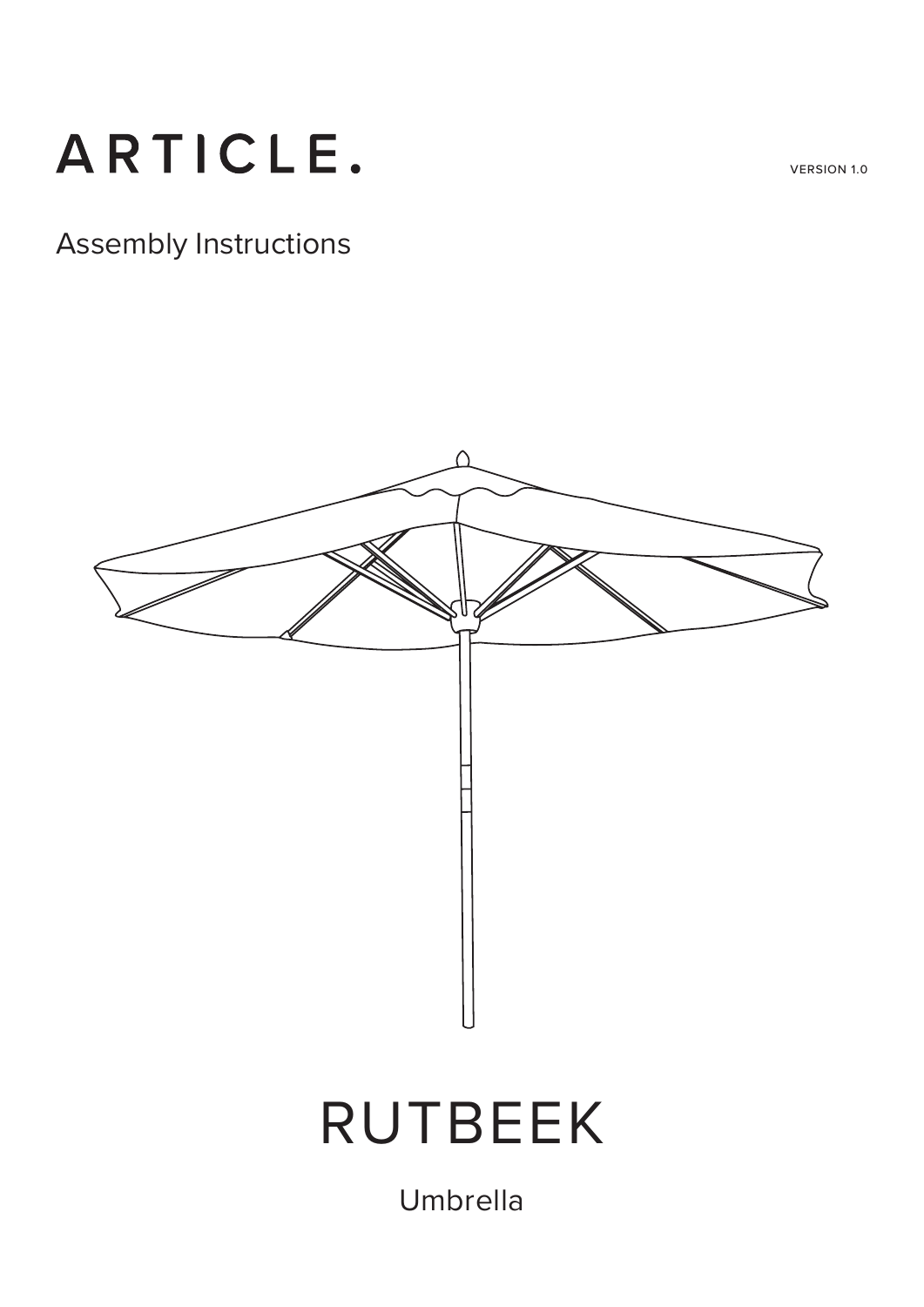# ARTICLE.

VERSION 1.0

Assembly Instructions

# RUTBEEK

Umbrella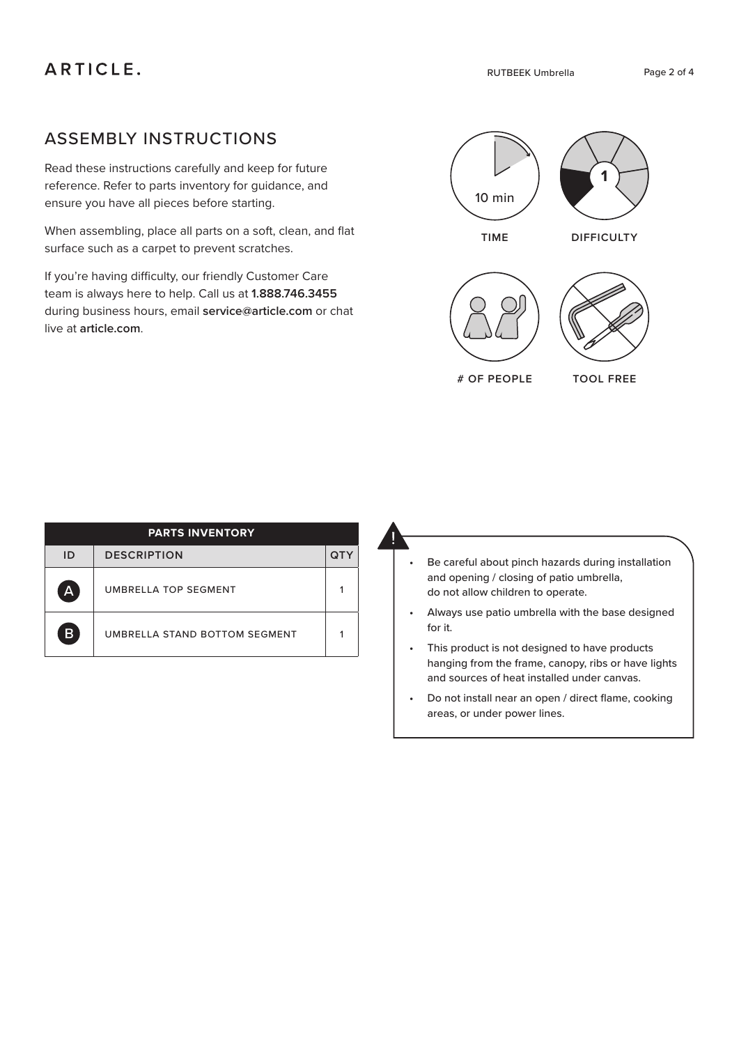# ASSEMBLY INSTRUCTIONS

Read these instructions carefully and keep for future reference. Refer to parts inventory for guidance, and ensure you have all pieces before starting.

When assembling, place all parts on a soft, clean, and flat surface such as a carpet to prevent scratches.

If you're having difficulty, our friendly Customer Care team is always here to help. Call us at **1.888.746.3455** during business hours, email **service@article.com** or chat live at **article.com**.

10 min

TIME

1

DIFFICULTY

# OF PEOPLE

TOOL FREE

| PARTS INVENTORY | | |
|---|---|---|
| ID | DESCRIPTION | QTY |
| A | UMBRELLA TOP SEGMENT | 1 |
| B | UMBRELLA STAND BOTTOM SEGMENT | 1 |

!

- Be careful about pinch hazards during installation and opening / closing of patio umbrella, do not allow children to operate.
- Always use patio umbrella with the base designed for it.
- This product is not designed to have products hanging from the frame, canopy, ribs or have lights and sources of heat installed under canvas.
- Do not install near an open / direct flame, cooking areas, or under power lines.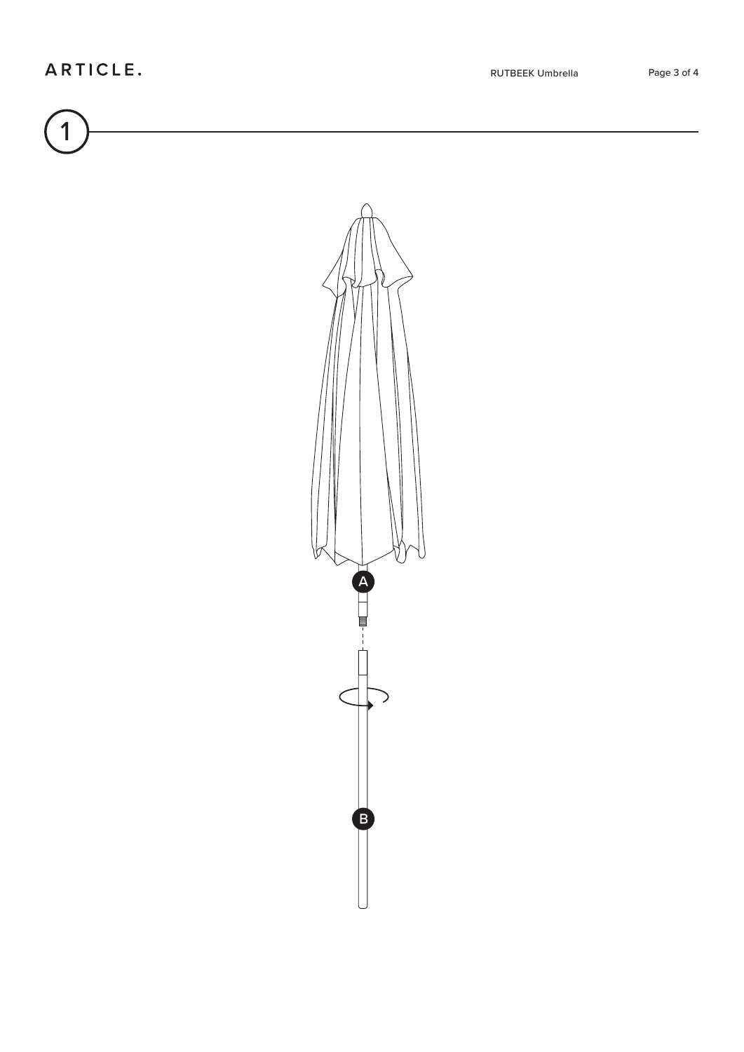1

A

B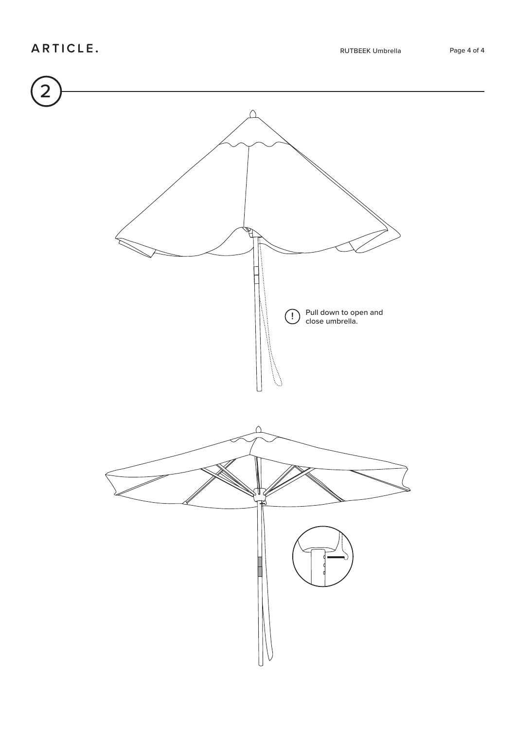## 2

! Pull down to open and close umbrella.